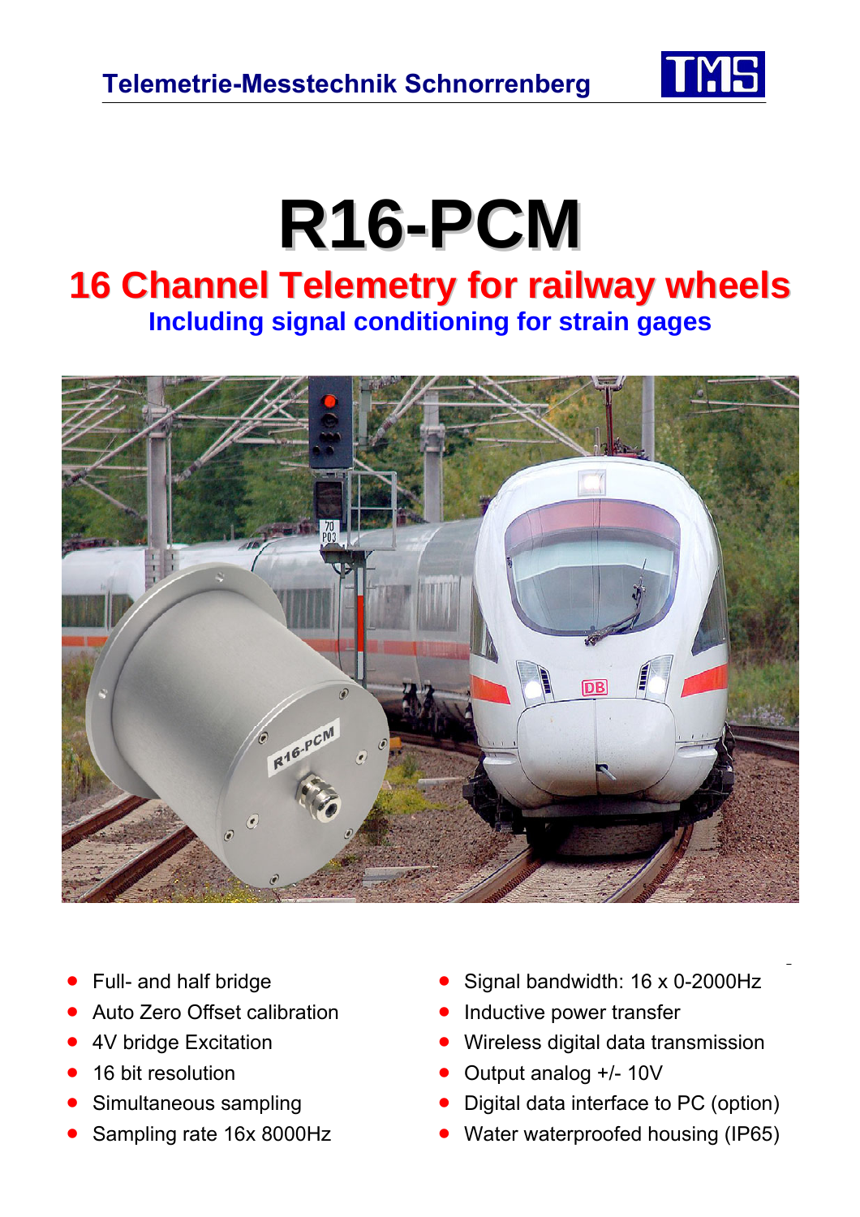Telemetrie-Messtechnik Schnorrenberg

# R16-PCM

## 16 Channel Telemetry for railway wheels

### Including signal conditioning for strain gages

- Full- and half bridge
- Auto Zero Offset calibration
- 4V bridge Excitation
- 16 bit resolution
- Simultaneous sampling
- Sampling rate 16x 8000Hz
- Signal bandwidth: 16 x 0-2000Hz
- Inductive power transfer
- Wireless digital data transmission
- Output analog +/- 10V
- Digital data interface to PC (option)
- Water waterproofed housing (IP65)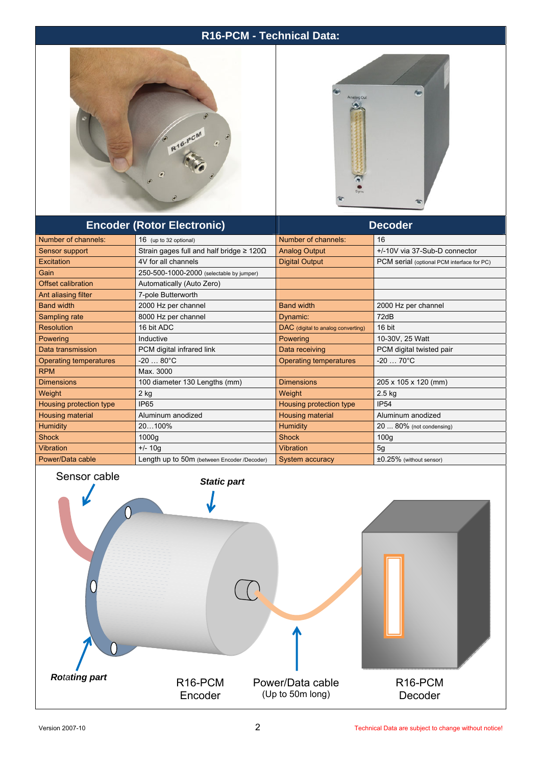# R16-PCM - Technical Data:

| Encoder (Rotor Electronic) | | Decoder | |
|---|---|---|---|
| Number of channels: | 16 (up to 32 optional) | Number of channels: | 16 |
| Sensor support | Strain gages full and half bridge ≥ 120Ω | Analog Output | +/-10V via 37-Sub-D connector |
| Excitation | 4V for all channels | Digital Output | PCM serial (optional PCM interface for PC) |
| Gain | 250-500-1000-2000 (selectable by jumper) | | |
| Offset calibration | Automatically (Auto Zero) | | |
| Ant aliasing filter | 7-pole Butterworth | | |
| Band width | 2000 Hz per channel | Band width | 2000 Hz per channel |
| Sampling rate | 8000 Hz per channel | Dynamic: | 72dB |
| Resolution | 16 bit ADC | DAC (digital to analog converting) | 16 bit |
| Powering | Inductive | Powering | 10-30V, 25 Watt |
| Data transmission | PCM digital infrared link | Data receiving | PCM digital twisted pair |
| Operating temperatures | -20 … 80°C | Operating temperatures | -20 … 70°C |
| RPM | Max. 3000 | | |
| Dimensions | 100 diameter 130 Lengths (mm) | Dimensions | 205 x 105 x 120 (mm) |
| Weight | 2 kg | Weight | 2.5 kg |
| Housing protection type | IP65 | Housing protection type | IP54 |
| Housing material | Aluminum anodized | Housing material | Aluminum anodized |
| Humidity | 20…100% | Humidity | 20 ... 80% (not condensing) |
| Shock | 1000g | Shock | 100g |
| Vibration | +/- 10g | Vibration | 5g |
| Power/Data cable | Length up to 50m (between Encoder /Decoder) | System accuracy | ±0.25% (without sensor) |

Sensor cable

*Static part*

*Rotating part*

R16-PCM Encoder

Power/Data cable (Up to 50m long)

R16-PCM Decoder

Version 2007-10

Technical Data are subject to change without notice!